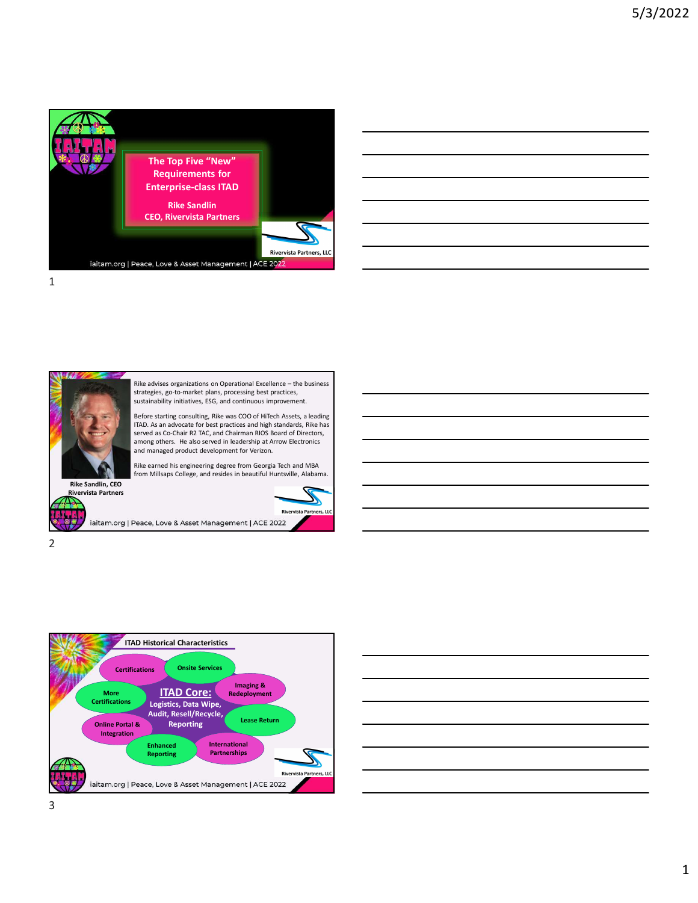# The Top Five "New" Requirements for Enterprise-class ITAD

Rike Sandlin
CEO, Rivervista Partners

Rivervista Partners, LLC

iaitam.org | Peace, Love & Asset Management | ACE 2022

---

Rike advises organizations on Operational Excellence – the business strategies, go-to-market plans, processing best practices, sustainability initiatives, ESG, and continuous improvement.

Before starting consulting, Rike was COO of HiTech Assets, a leading ITAD. As an advocate for best practices and high standards, Rike has served as Co-Chair R2 TAC, and Chairman RIOS Board of Directors, among others. He also served in leadership at Arrow Electronics and managed product development for Verizon.

Rike earned his engineering degree from Georgia Tech and MBA from Millsaps College, and resides in beautiful Huntsville, Alabama.

**Rike Sandlin, CEO**
**Rivervista Partners**

Rivervista Partners, LLC

iaitam.org | Peace, Love & Asset Management | ACE 2022

---

## ITAD Historical Characteristics

**ITAD Core:** Logistics, Data Wipe, Audit, Resell/Recycle, Reporting

- Certifications
- Onsite Services
- Imaging & Redeployment
- More Certifications
- Lease Return
- Online Portal & Integration
- Enhanced Reporting
- International Partnerships

Rivervista Partners, LLC

iaitam.org | Peace, Love & Asset Management | ACE 2022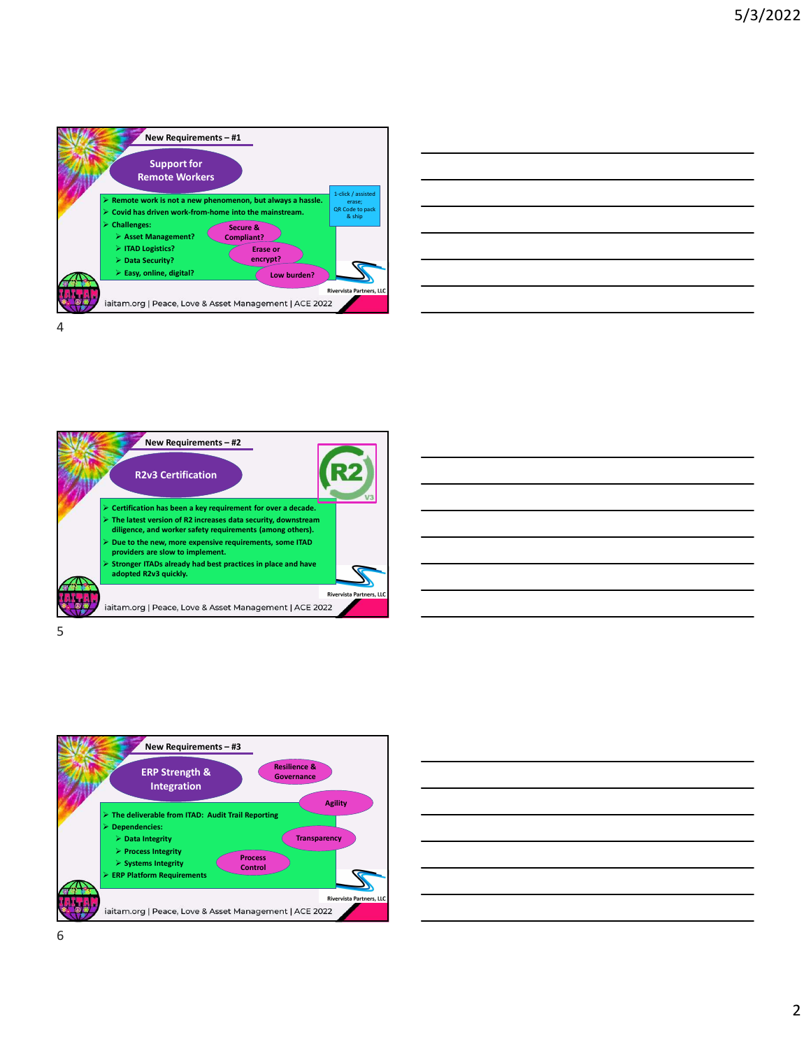## New Requirements – #1

### Support for Remote Workers

- Remote work is not a new phenomenon, but always a hassle.
- Covid has driven work-from-home into the mainstream.
- Challenges:
  - Asset Management?
  - ITAD Logistics?
  - Data Security?
  - Easy, online, digital?

Secure & Compliant?

Erase or encrypt?

Low burden?

1-click / assisted erase; QR Code to pack & ship

Rivervista Partners, LLC

iaitam.org | Peace, Love & Asset Management | ACE 2022

## New Requirements – #2

### R2v3 Certification

- Certification has been a key requirement for over a decade.
- The latest version of R2 increases data security, downstream diligence, and worker safety requirements (among others).
- Due to the new, more expensive requirements, some ITAD providers are slow to implement.
- Stronger ITADs already had best practices in place and have adopted R2v3 quickly.

Rivervista Partners, LLC

iaitam.org | Peace, Love & Asset Management | ACE 2022

## New Requirements – #3

### ERP Strength & Integration

- The deliverable from ITAD: Audit Trail Reporting
- Dependencies:
  - Data Integrity
  - Process Integrity
  - Systems Integrity
- ERP Platform Requirements

Resilience & Governance

Agility

Transparency

Process Control

Rivervista Partners, LLC

iaitam.org | Peace, Love & Asset Management | ACE 2022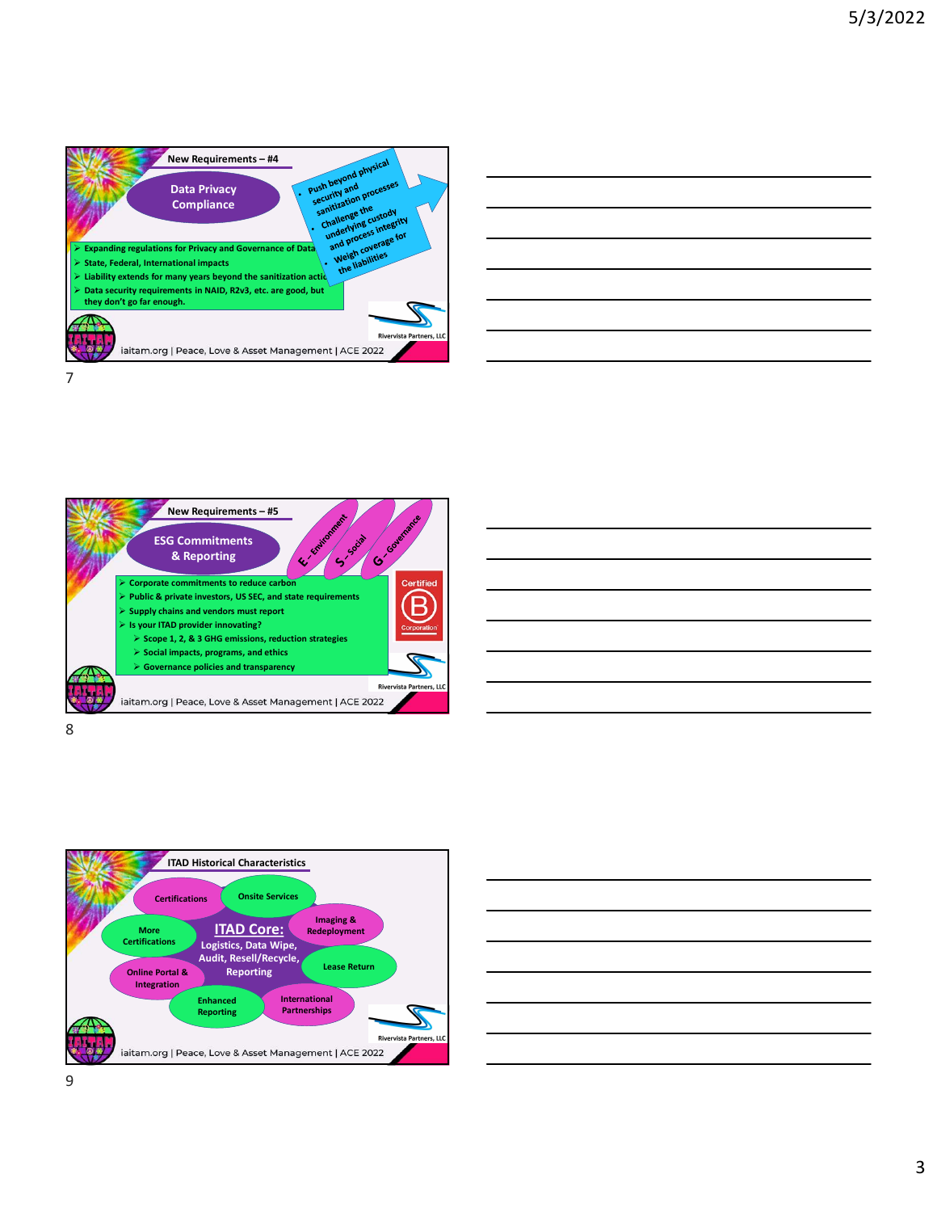## New Requirements – #4

### Data Privacy Compliance

- Push beyond physical security and sanitization processes
- Challenge the underlying custody and process integrity
- Weigh coverage for the liabilities

- Expanding regulations for Privacy and Governance of Data
- State, Federal, International impacts
- Liability extends for many years beyond the sanitization actio
- Data security requirements in NAID, R2v3, etc. are good, but they don't go far enough.

Rivervista Partners, LLC

iaitam.org | Peace, Love & Asset Management | ACE 2022

## New Requirements – #5

### ESG Commitments & Reporting

E – Environment

S – Social

G – Governance

- Corporate commitments to reduce carbon
- Public & private investors, US SEC, and state requirements
- Supply chains and vendors must report
- Is your ITAD provider innovating?
  - Scope 1, 2, & 3 GHG emissions, reduction strategies
  - Social impacts, programs, and ethics
  - Governance policies and transparency

Certified B Corporation

Rivervista Partners, LLC

iaitam.org | Peace, Love & Asset Management | ACE 2022

## ITAD Historical Characteristics

**ITAD Core:** Logistics, Data Wipe, Audit, Resell/Recycle, Reporting

- Certifications
- Onsite Services
- Imaging & Redeployment
- Lease Return
- International Partnerships
- Enhanced Reporting
- Online Portal & Integration
- More Certifications

Rivervista Partners, LLC

iaitam.org | Peace, Love & Asset Management | ACE 2022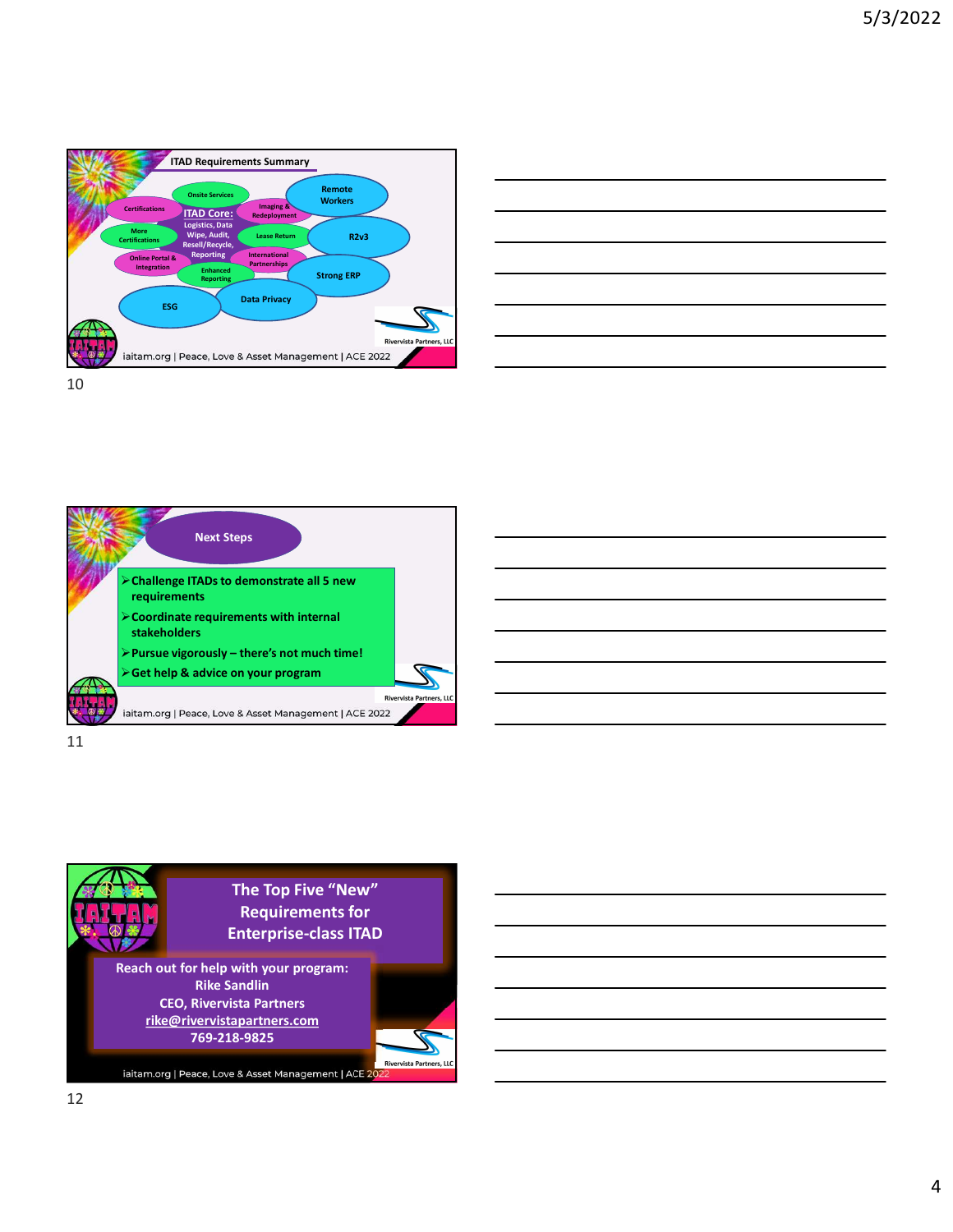## ITAD Requirements Summary

ITAD Core: Logistics, Data Wipe, Audit, Resell/Recycle, Reporting

Onsite Services

Certifications

More Certifications

Online Portal & Integration

Enhanced Reporting

Imaging & Redeployment

Lease Return

International Partnerships

Remote Workers

R2v3

Strong ERP

Data Privacy

ESG

Rivervista Partners, LLC

iaitam.org | Peace, Love & Asset Management | ACE 2022

## Next Steps

- Challenge ITADs to demonstrate all 5 new requirements
- Coordinate requirements with internal stakeholders
- Pursue vigorously – there's not much time!
- Get help & advice on your program

Rivervista Partners, LLC

iaitam.org | Peace, Love & Asset Management | ACE 2022

## The Top Five "New" Requirements for Enterprise-class ITAD

Reach out for help with your program:
Rike Sandlin
CEO, Rivervista Partners
rike@rivervistapartners.com
769-218-9825

Rivervista Partners, LLC

iaitam.org | Peace, Love & Asset Management | ACE 2022